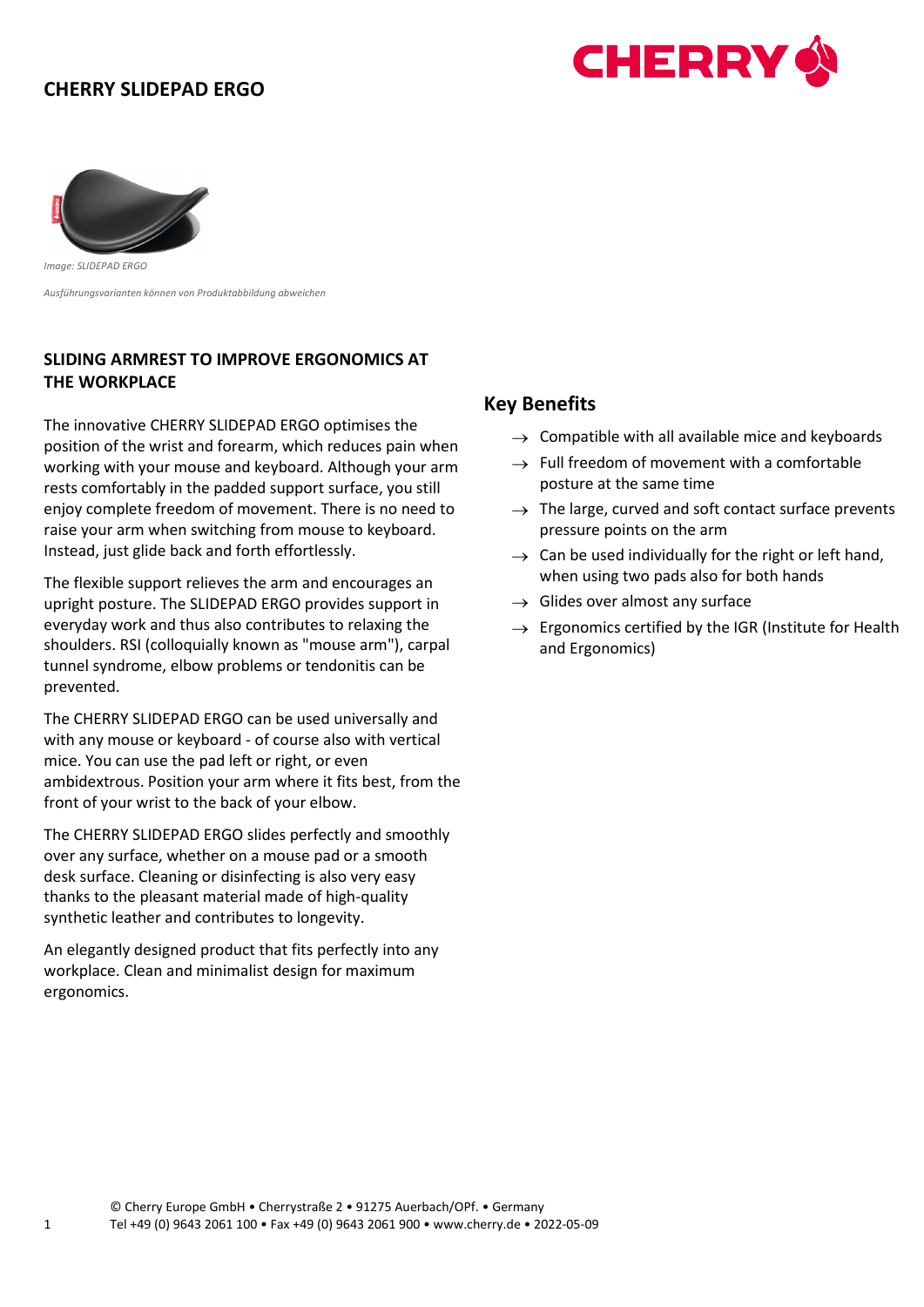# CHERRY SLIDEPAD ERGO

*Image: SLIDEPAD ERGO*

*Ausführungsvarianten können von Produktabbildung abweichen*

## SLIDING ARMREST TO IMPROVE ERGONOMICS AT THE WORKPLACE

The innovative CHERRY SLIDEPAD ERGO optimises the position of the wrist and forearm, which reduces pain when working with your mouse and keyboard. Although your arm rests comfortably in the padded support surface, you still enjoy complete freedom of movement. There is no need to raise your arm when switching from mouse to keyboard. Instead, just glide back and forth effortlessly.

The flexible support relieves the arm and encourages an upright posture. The SLIDEPAD ERGO provides support in everyday work and thus also contributes to relaxing the shoulders. RSI (colloquially known as "mouse arm"), carpal tunnel syndrome, elbow problems or tendonitis can be prevented.

The CHERRY SLIDEPAD ERGO can be used universally and with any mouse or keyboard - of course also with vertical mice. You can use the pad left or right, or even ambidextrous. Position your arm where it fits best, from the front of your wrist to the back of your elbow.

The CHERRY SLIDEPAD ERGO slides perfectly and smoothly over any surface, whether on a mouse pad or a smooth desk surface. Cleaning or disinfecting is also very easy thanks to the pleasant material made of high-quality synthetic leather and contributes to longevity.

An elegantly designed product that fits perfectly into any workplace. Clean and minimalist design for maximum ergonomics.

## Key Benefits

- → Compatible with all available mice and keyboards
- → Full freedom of movement with a comfortable posture at the same time
- → The large, curved and soft contact surface prevents pressure points on the arm
- → Can be used individually for the right or left hand, when using two pads also for both hands
- → Glides over almost any surface
- → Ergonomics certified by the IGR (Institute for Health and Ergonomics)

© Cherry Europe GmbH • Cherrystraße 2 • 91275 Auerbach/OPf. • Germany
Tel +49 (0) 9643 2061 100 • Fax +49 (0) 9643 2061 900 • www.cherry.de • 2022-05-09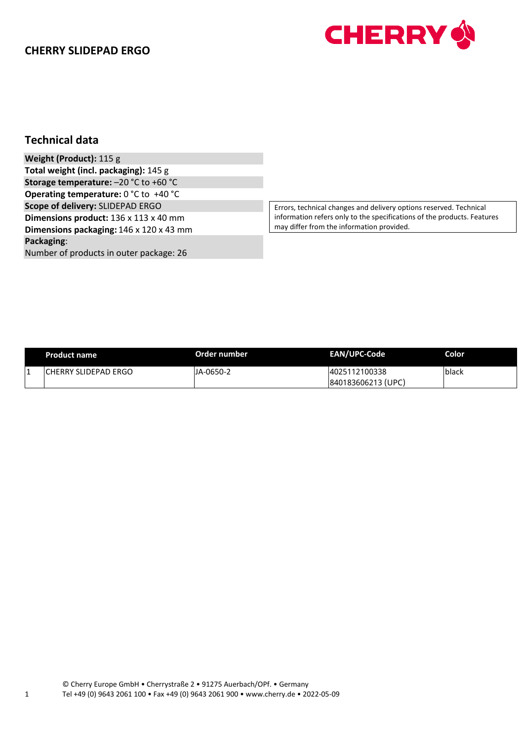# CHERRY SLIDEPAD ERGO

## Technical data

**Weight (Product):** 115 g
**Total weight (incl. packaging):** 145 g
**Storage temperature:** –20 °C to +60 °C
**Operating temperature:** 0 °C to +40 °C
**Scope of delivery:** SLIDEPAD ERGO
**Dimensions product:** 136 x 113 x 40 mm
**Dimensions packaging:** 146 x 120 x 43 mm
**Packaging**:
Number of products in outer package: 26

Errors, technical changes and delivery options reserved. Technical information refers only to the specifications of the products. Features may differ from the information provided.

| | Product name | Order number | EAN/UPC-Code | Color |
|---|---|---|---|---|
| 1 | CHERRY SLIDEPAD ERGO | JA-0650-2 | 4025112100338<br>840183606213 (UPC) | black |

© Cherry Europe GmbH • Cherrystraße 2 • 91275 Auerbach/OPf. • Germany
Tel +49 (0) 9643 2061 100 • Fax +49 (0) 9643 2061 900 • www.cherry.de • 2022-05-09